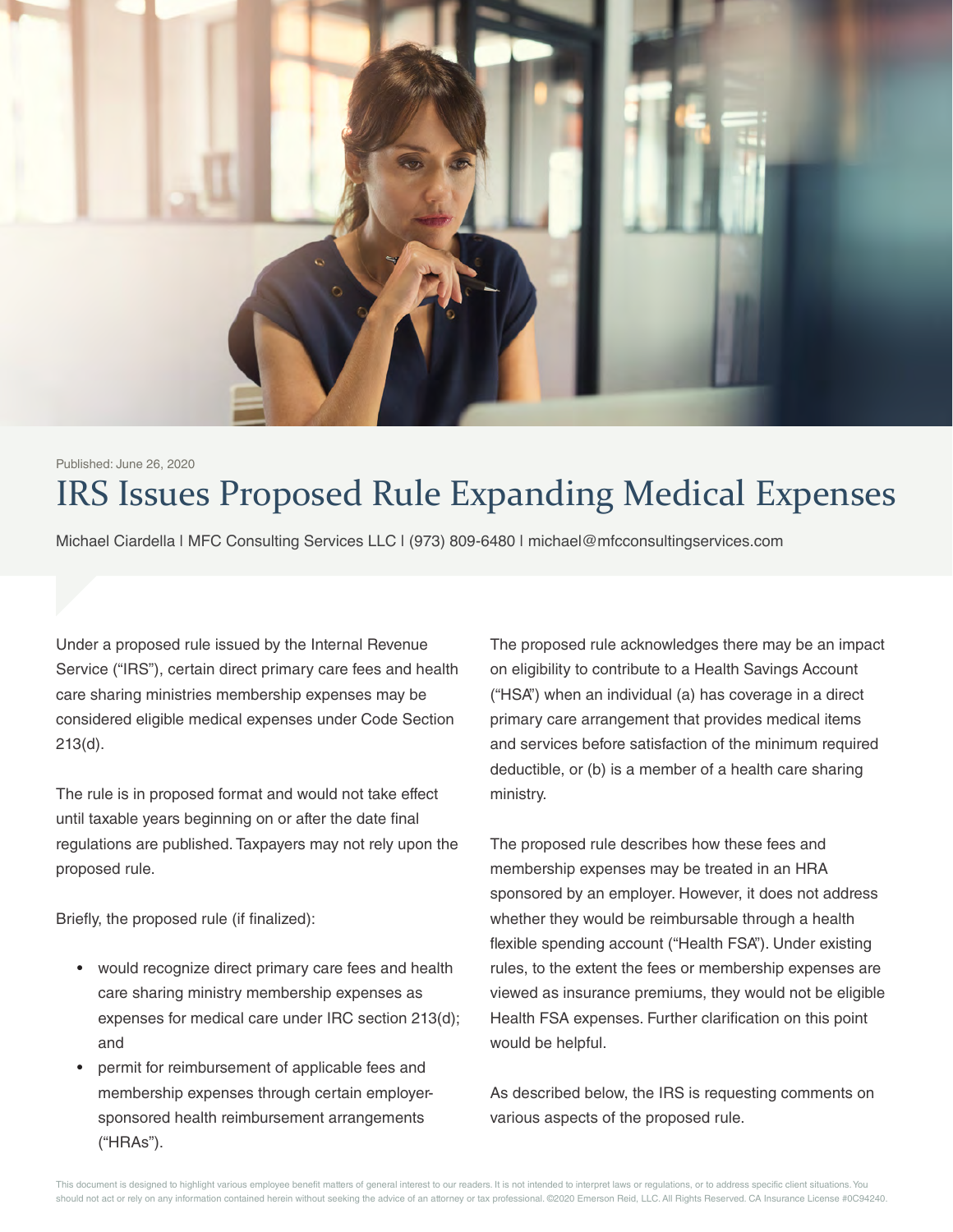Published: June 26, 2020

# IRS Issues Proposed Rule Expanding Medical Expenses

Michael Ciardella | MFC Consulting Services LLC | (973) 809-6480 | michael@mfcconsultingservices.com

Under a proposed rule issued by the Internal Revenue Service ("IRS"), certain direct primary care fees and health care sharing ministries membership expenses may be considered eligible medical expenses under Code Section 213(d).

The rule is in proposed format and would not take effect until taxable years beginning on or after the date final regulations are published. Taxpayers may not rely upon the proposed rule.

Briefly, the proposed rule (if finalized):

- would recognize direct primary care fees and health care sharing ministry membership expenses as expenses for medical care under IRC section 213(d); and
- permit for reimbursement of applicable fees and membership expenses through certain employer-sponsored health reimbursement arrangements ("HRAs").

The proposed rule acknowledges there may be an impact on eligibility to contribute to a Health Savings Account ("HSA") when an individual (a) has coverage in a direct primary care arrangement that provides medical items and services before satisfaction of the minimum required deductible, or (b) is a member of a health care sharing ministry.

The proposed rule describes how these fees and membership expenses may be treated in an HRA sponsored by an employer. However, it does not address whether they would be reimbursable through a health flexible spending account ("Health FSA"). Under existing rules, to the extent the fees or membership expenses are viewed as insurance premiums, they would not be eligible Health FSA expenses. Further clarification on this point would be helpful.

As described below, the IRS is requesting comments on various aspects of the proposed rule.

This document is designed to highlight various employee benefit matters of general interest to our readers. It is not intended to interpret laws or regulations, or to address specific client situations. You should not act or rely on any information contained herein without seeking the advice of an attorney or tax professional. ©2020 Emerson Reid, LLC. All Rights Reserved. CA Insurance License #0C94240.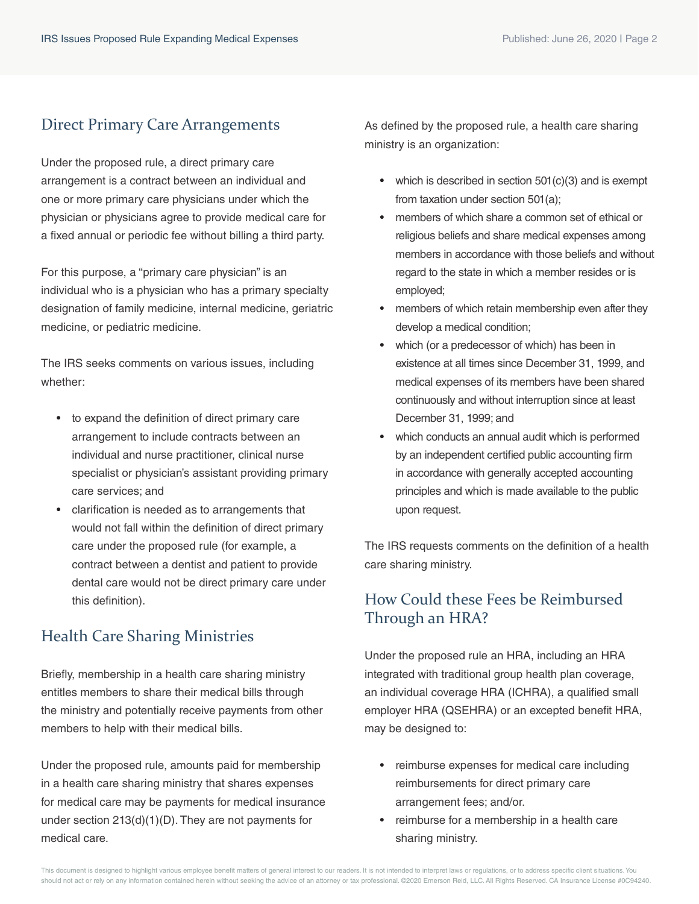## Direct Primary Care Arrangements

Under the proposed rule, a direct primary care arrangement is a contract between an individual and one or more primary care physicians under which the physician or physicians agree to provide medical care for a fixed annual or periodic fee without billing a third party.

For this purpose, a "primary care physician" is an individual who is a physician who has a primary specialty designation of family medicine, internal medicine, geriatric medicine, or pediatric medicine.

The IRS seeks comments on various issues, including whether:

- to expand the definition of direct primary care arrangement to include contracts between an individual and nurse practitioner, clinical nurse specialist or physician's assistant providing primary care services; and
- clarification is needed as to arrangements that would not fall within the definition of direct primary care under the proposed rule (for example, a contract between a dentist and patient to provide dental care would not be direct primary care under this definition).

## Health Care Sharing Ministries

Briefly, membership in a health care sharing ministry entitles members to share their medical bills through the ministry and potentially receive payments from other members to help with their medical bills.

Under the proposed rule, amounts paid for membership in a health care sharing ministry that shares expenses for medical care may be payments for medical insurance under section 213(d)(1)(D). They are not payments for medical care.

As defined by the proposed rule, a health care sharing ministry is an organization:

- which is described in section 501(c)(3) and is exempt from taxation under section 501(a);
- members of which share a common set of ethical or religious beliefs and share medical expenses among members in accordance with those beliefs and without regard to the state in which a member resides or is employed;
- members of which retain membership even after they develop a medical condition;
- which (or a predecessor of which) has been in existence at all times since December 31, 1999, and medical expenses of its members have been shared continuously and without interruption since at least December 31, 1999; and
- which conducts an annual audit which is performed by an independent certified public accounting firm in accordance with generally accepted accounting principles and which is made available to the public upon request.

The IRS requests comments on the definition of a health care sharing ministry.

## How Could these Fees be Reimbursed Through an HRA?

Under the proposed rule an HRA, including an HRA integrated with traditional group health plan coverage, an individual coverage HRA (ICHRA), a qualified small employer HRA (QSEHRA) or an excepted benefit HRA, may be designed to:

- reimburse expenses for medical care including reimbursements for direct primary care arrangement fees; and/or.
- reimburse for a membership in a health care sharing ministry.

This document is designed to highlight various employee benefit matters of general interest to our readers. It is not intended to interpret laws or regulations, or to address specific client situations. You should not act or rely on any information contained herein without seeking the advice of an attorney or tax professional. ©2020 Emerson Reid, LLC. All Rights Reserved. CA Insurance License #0C94240.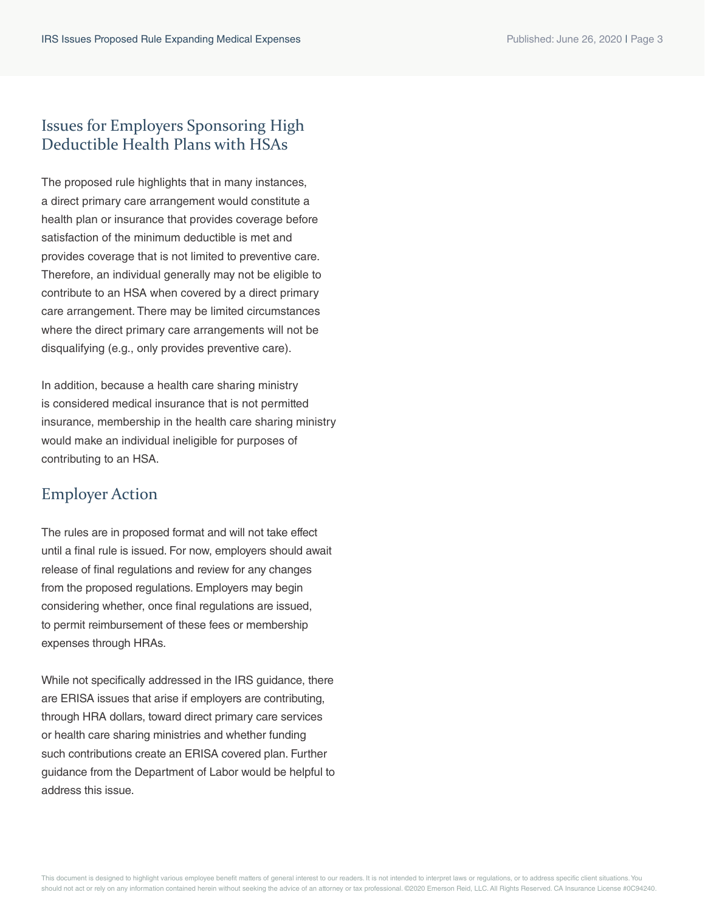## Issues for Employers Sponsoring High Deductible Health Plans with HSAs

The proposed rule highlights that in many instances, a direct primary care arrangement would constitute a health plan or insurance that provides coverage before satisfaction of the minimum deductible is met and provides coverage that is not limited to preventive care. Therefore, an individual generally may not be eligible to contribute to an HSA when covered by a direct primary care arrangement. There may be limited circumstances where the direct primary care arrangements will not be disqualifying (e.g., only provides preventive care).

In addition, because a health care sharing ministry is considered medical insurance that is not permitted insurance, membership in the health care sharing ministry would make an individual ineligible for purposes of contributing to an HSA.

## Employer Action

The rules are in proposed format and will not take effect until a final rule is issued. For now, employers should await release of final regulations and review for any changes from the proposed regulations. Employers may begin considering whether, once final regulations are issued, to permit reimbursement of these fees or membership expenses through HRAs.

While not specifically addressed in the IRS guidance, there are ERISA issues that arise if employers are contributing, through HRA dollars, toward direct primary care services or health care sharing ministries and whether funding such contributions create an ERISA covered plan. Further guidance from the Department of Labor would be helpful to address this issue.